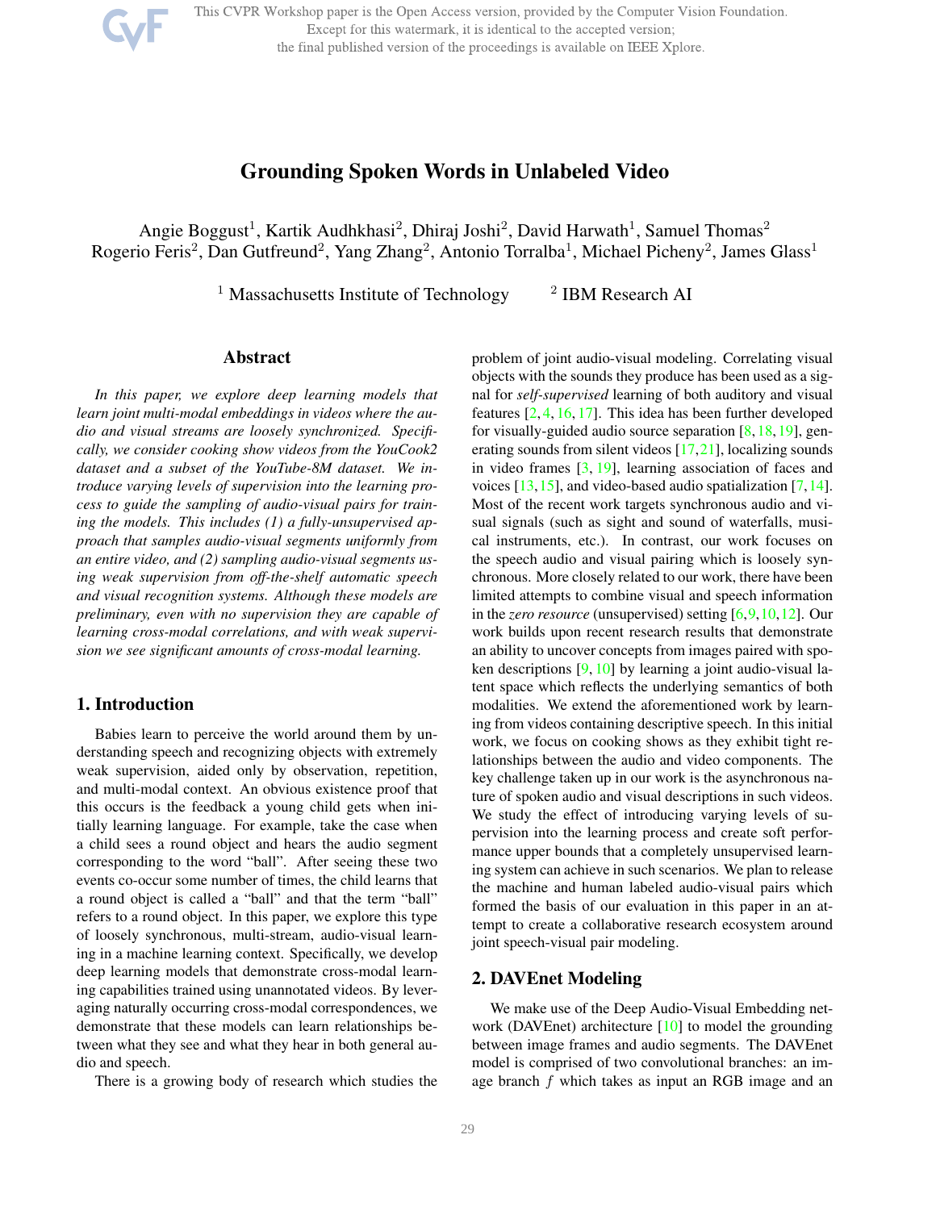# Grounding Spoken Words in Unlabeled Video

Angie Boggust[1], Kartik Audhkhasi[2], Dhiraj Joshi[2], David Harwath[1], Samuel Thomas[2]
Rogerio Feris[2], Dan Gutfreund[2], Yang Zhang[2], Antonio Torralba[1], Michael Picheny[2], James Glass[1]

[1] Massachusetts Institute of Technology [2] IBM Research AI

## Abstract

*In this paper, we explore deep learning models that learn joint multi-modal embeddings in videos where the audio and visual streams are loosely synchronized. Specifically, we consider cooking show videos from the YouCook2 dataset and a subset of the YouTube-8M dataset. We introduce varying levels of supervision into the learning process to guide the sampling of audio-visual pairs for training the models. This includes (1) a fully-unsupervised approach that samples audio-visual segments uniformly from an entire video, and (2) sampling audio-visual segments using weak supervision from off-the-shelf automatic speech and visual recognition systems. Although these models are preliminary, even with no supervision they are capable of learning cross-modal correlations, and with weak supervision we see significant amounts of cross-modal learning.*

## 1. Introduction

Babies learn to perceive the world around them by understanding speech and recognizing objects with extremely weak supervision, aided only by observation, repetition, and multi-modal context. An obvious existence proof that this occurs is the feedback a young child gets when initially learning language. For example, take the case when a child sees a round object and hears the audio segment corresponding to the word "ball". After seeing these two events co-occur some number of times, the child learns that a round object is called a "ball" and that the term "ball" refers to a round object. In this paper, we explore this type of loosely synchronous, multi-stream, audio-visual learning in a machine learning context. Specifically, we develop deep learning models that demonstrate cross-modal learning capabilities trained using unannotated videos. By leveraging naturally occurring cross-modal correspondences, we demonstrate that these models can learn relationships between what they see and what they hear in both general audio and speech.

There is a growing body of research which studies the problem of joint audio-visual modeling. Correlating visual objects with the sounds they produce has been used as a signal for *self-supervised* learning of both auditory and visual features [2, 4, 16, 17]. This idea has been further developed for visually-guided audio source separation [8, 18, 19], generating sounds from silent videos [17, 21], localizing sounds in video frames [3, 19], learning association of faces and voices [13, 15], and video-based audio spatialization [7, 14]. Most of the recent work targets synchronous audio and visual signals (such as sight and sound of waterfalls, musical instruments, etc.). In contrast, our work focuses on the speech audio and visual pairing which is loosely synchronous. More closely related to our work, there have been limited attempts to combine visual and speech information in the *zero resource* (unsupervised) setting [6, 9, 10, 12]. Our work builds upon recent research results that demonstrate an ability to uncover concepts from images paired with spoken descriptions [9, 10] by learning a joint audio-visual latent space which reflects the underlying semantics of both modalities. We extend the aforementioned work by learning from videos containing descriptive speech. In this initial work, we focus on cooking shows as they exhibit tight relationships between the audio and video components. The key challenge taken up in our work is the asynchronous nature of spoken audio and visual descriptions in such videos. We study the effect of introducing varying levels of supervision into the learning process and create soft performance upper bounds that a completely unsupervised learning system can achieve in such scenarios. We plan to release the machine and human labeled audio-visual pairs which formed the basis of our evaluation in this paper in an attempt to create a collaborative research ecosystem around joint speech-visual pair modeling.

## 2. DAVEnet Modeling

We make use of the Deep Audio-Visual Embedding network (DAVEnet) architecture [10] to model the grounding between image frames and audio segments. The DAVEnet model is comprised of two convolutional branches: an image branch $f$ which takes as input an RGB image and an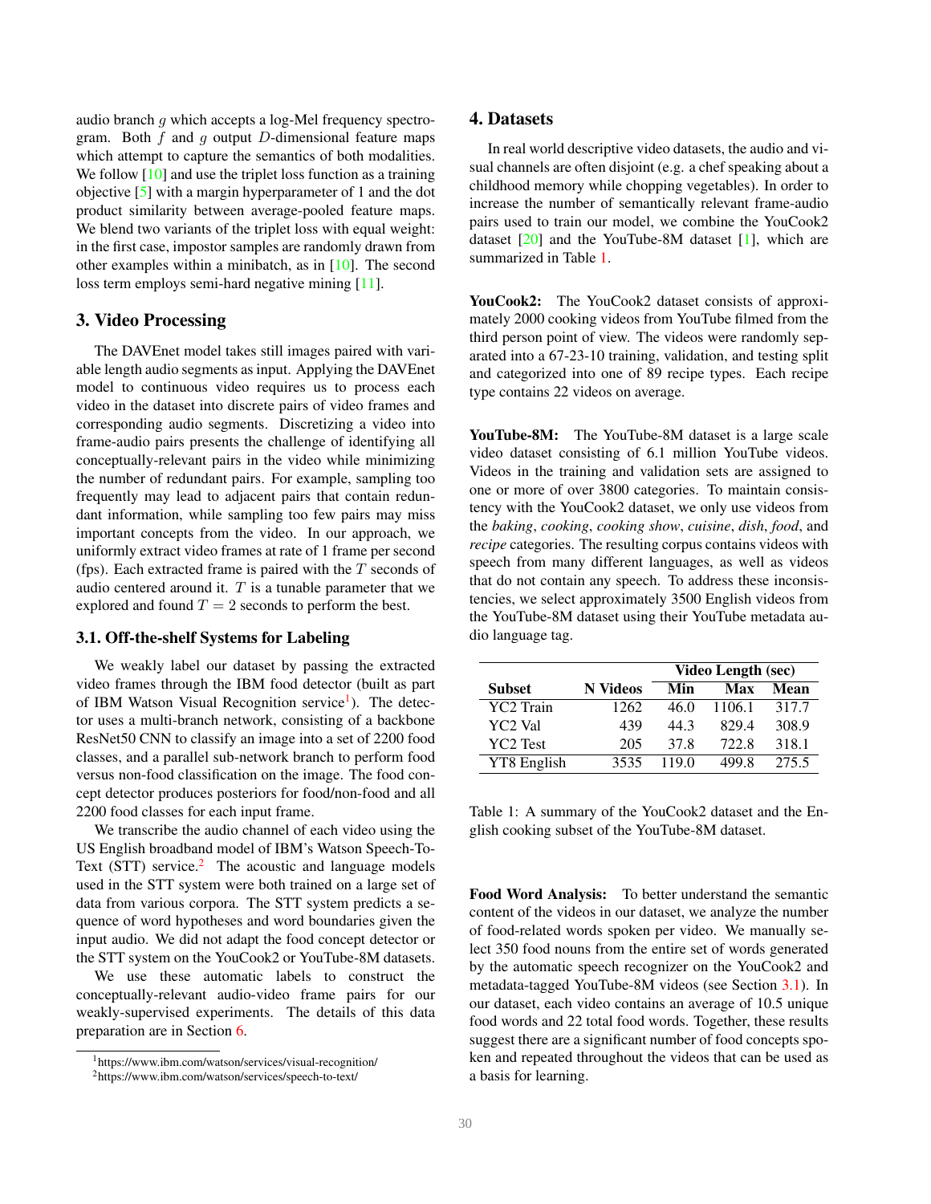audio branch $g$ which accepts a log-Mel frequency spectrogram. Both $f$ and $g$ output $D$-dimensional feature maps which attempt to capture the semantics of both modalities. We follow [10] and use the triplet loss function as a training objective [5] with a margin hyperparameter of 1 and the dot product similarity between average-pooled feature maps. We blend two variants of the triplet loss with equal weight: in the first case, impostor samples are randomly drawn from other examples within a minibatch, as in [10]. The second loss term employs semi-hard negative mining [11].

## 3. Video Processing

The DAVEnet model takes still images paired with variable length audio segments as input. Applying the DAVEnet model to continuous video requires us to process each video in the dataset into discrete pairs of video frames and corresponding audio segments. Discretizing a video into frame-audio pairs presents the challenge of identifying all conceptually-relevant pairs in the video while minimizing the number of redundant pairs. For example, sampling too frequently may lead to adjacent pairs that contain redundant information, while sampling too few pairs may miss important concepts from the video. In our approach, we uniformly extract video frames at rate of 1 frame per second (fps). Each extracted frame is paired with the $T$ seconds of audio centered around it. $T$ is a tunable parameter that we explored and found $T = 2$ seconds to perform the best.

### 3.1. Off-the-shelf Systems for Labeling

We weakly label our dataset by passing the extracted video frames through the IBM food detector (built as part of IBM Watson Visual Recognition service[1]). The detector uses a multi-branch network, consisting of a backbone ResNet50 CNN to classify an image into a set of 2200 food classes, and a parallel sub-network branch to perform food versus non-food classification on the image. The food concept detector produces posteriors for food/non-food and all 2200 food classes for each input frame.

We transcribe the audio channel of each video using the US English broadband model of IBM's Watson Speech-To-Text (STT) service.[2] The acoustic and language models used in the STT system were both trained on a large set of data from various corpora. The STT system predicts a sequence of word hypotheses and word boundaries given the input audio. We did not adapt the food concept detector or the STT system on the YouCook2 or YouTube-8M datasets.

We use these automatic labels to construct the conceptually-relevant audio-video frame pairs for our weakly-supervised experiments. The details of this data preparation are in Section 6.

[1] https://www.ibm.com/watson/services/visual-recognition/

[2] https://www.ibm.com/watson/services/speech-to-text/

## 4. Datasets

In real world descriptive video datasets, the audio and visual channels are often disjoint (e.g. a chef speaking about a childhood memory while chopping vegetables). In order to increase the number of semantically relevant frame-audio pairs used to train our model, we combine the YouCook2 dataset [20] and the YouTube-8M dataset [1], which are summarized in Table 1.

**YouCook2:** The YouCook2 dataset consists of approximately 2000 cooking videos from YouTube filmed from the third person point of view. The videos were randomly separated into a 67-23-10 training, validation, and testing split and categorized into one of 89 recipe types. Each recipe type contains 22 videos on average.

**YouTube-8M:** The YouTube-8M dataset is a large scale video dataset consisting of 6.1 million YouTube videos. Videos in the training and validation sets are assigned to one or more of over 3800 categories. To maintain consistency with the YouCook2 dataset, we only use videos from the *baking*, *cooking*, *cooking show*, *cuisine*, *dish*, *food*, and *recipe* categories. The resulting corpus contains videos with speech from many different languages, as well as videos that do not contain any speech. To address these inconsistencies, we select approximately 3500 English videos from the YouTube-8M dataset using their YouTube metadata audio language tag.

| | | Video Length (sec) | | |
|---|---|---|---|---|
| **Subset** | **N Videos** | **Min** | **Max** | **Mean** |
| YC2 Train | 1262 | 46.0 | 1106.1 | 317.7 |
| YC2 Val | 439 | 44.3 | 829.4 | 308.9 |
| YC2 Test | 205 | 37.8 | 722.8 | 318.1 |
| YT8 English | 3535 | 119.0 | 499.8 | 275.5 |

Table 1: A summary of the YouCook2 dataset and the English cooking subset of the YouTube-8M dataset.

**Food Word Analysis:** To better understand the semantic content of the videos in our dataset, we analyze the number of food-related words spoken per video. We manually select 350 food nouns from the entire set of words generated by the automatic speech recognizer on the YouCook2 and metadata-tagged YouTube-8M videos (see Section 3.1). In our dataset, each video contains an average of 10.5 unique food words and 22 total food words. Together, these results suggest there are a significant number of food concepts spoken and repeated throughout the videos that can be used as a basis for learning.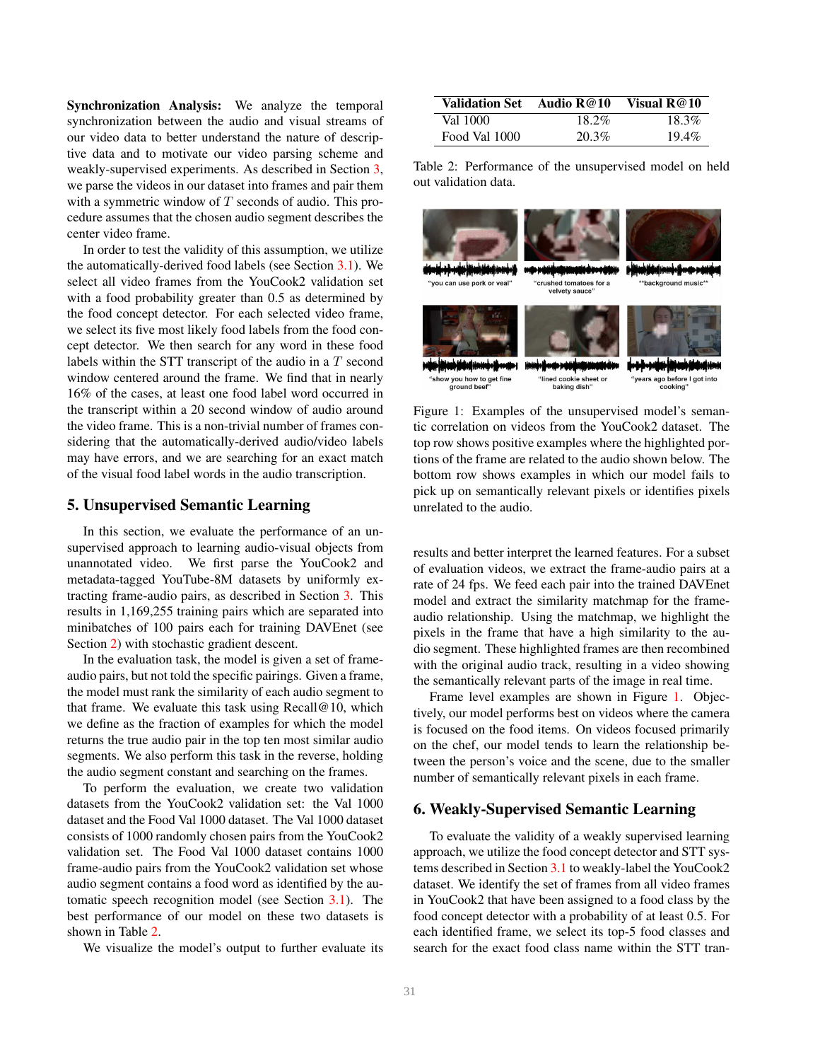**Synchronization Analysis:** We analyze the temporal synchronization between the audio and visual streams of our video data to better understand the nature of descriptive data and to motivate our video parsing scheme and weakly-supervised experiments. As described in Section 3, we parse the videos in our dataset into frames and pair them with a symmetric window of $T$ seconds of audio. This procedure assumes that the chosen audio segment describes the center video frame.

In order to test the validity of this assumption, we utilize the automatically-derived food labels (see Section 3.1). We select all video frames from the YouCook2 validation set with a food probability greater than 0.5 as determined by the food concept detector. For each selected video frame, we select its five most likely food labels from the food concept detector. We then search for any word in these food labels within the STT transcript of the audio in a $T$ second window centered around the frame. We find that in nearly 16% of the cases, at least one food label word occurred in the transcript within a 20 second window of audio around the video frame. This is a non-trivial number of frames considering that the automatically-derived audio/video labels may have errors, and we are searching for an exact match of the visual food label words in the audio transcription.

## 5. Unsupervised Semantic Learning

In this section, we evaluate the performance of an unsupervised approach to learning audio-visual objects from unannotated video. We first parse the YouCook2 and metadata-tagged YouTube-8M datasets by uniformly extracting frame-audio pairs, as described in Section 3. This results in 1,169,255 training pairs which are separated into minibatches of 100 pairs each for training DAVEnet (see Section 2) with stochastic gradient descent.

In the evaluation task, the model is given a set of frame-audio pairs, but not told the specific pairings. Given a frame, the model must rank the similarity of each audio segment to that frame. We evaluate this task using Recall@10, which we define as the fraction of examples for which the model returns the true audio pair in the top ten most similar audio segments. We also perform this task in the reverse, holding the audio segment constant and searching on the frames.

To perform the evaluation, we create two validation datasets from the YouCook2 validation set: the Val 1000 dataset and the Food Val 1000 dataset. The Val 1000 dataset consists of 1000 randomly chosen pairs from the YouCook2 validation set. The Food Val 1000 dataset contains 1000 frame-audio pairs from the YouCook2 validation set whose audio segment contains a food word as identified by the automatic speech recognition model (see Section 3.1). The best performance of our model on these two datasets is shown in Table 2.

We visualize the model's output to further evaluate its results and better interpret the learned features. For a subset of evaluation videos, we extract the frame-audio pairs at a rate of 24 fps. We feed each pair into the trained DAVEnet model and extract the similarity matchmap for the frame-audio relationship. Using the matchmap, we highlight the pixels in the frame that have a high similarity to the audio segment. These highlighted frames are then recombined with the original audio track, resulting in a video showing the semantically relevant parts of the image in real time.

| Validation Set | Audio R@10 | Visual R@10 |
|---|---|---|
| Val 1000 | 18.2% | 18.3% |
| Food Val 1000 | 20.3% | 19.4% |

Table 2: Performance of the unsupervised model on held out validation data.

"you can use pork or veal" "crushed tomatoes for a velvety sauce" "*background music*"

"show you how to get fine ground beef" "lined cookie sheet or baking dish" "years ago before I got into cooking"

Figure 1: Examples of the unsupervised model's semantic correlation on videos from the YouCook2 dataset. The top row shows positive examples where the highlighted portions of the frame are related to the audio shown below. The bottom row shows examples in which our model fails to pick up on semantically relevant pixels or identifies pixels unrelated to the audio.

Frame level examples are shown in Figure 1. Objectively, our model performs best on videos where the camera is focused on the food items. On videos focused primarily on the chef, our model tends to learn the relationship between the person's voice and the scene, due to the smaller number of semantically relevant pixels in each frame.

## 6. Weakly-Supervised Semantic Learning

To evaluate the validity of a weakly supervised learning approach, we utilize the food concept detector and STT systems described in Section 3.1 to weakly-label the YouCook2 dataset. We identify the set of frames from all video frames in YouCook2 that have been assigned to a food class by the food concept detector with a probability of at least 0.5. For each identified frame, we select its top-5 food classes and search for the exact food class name within the STT tran-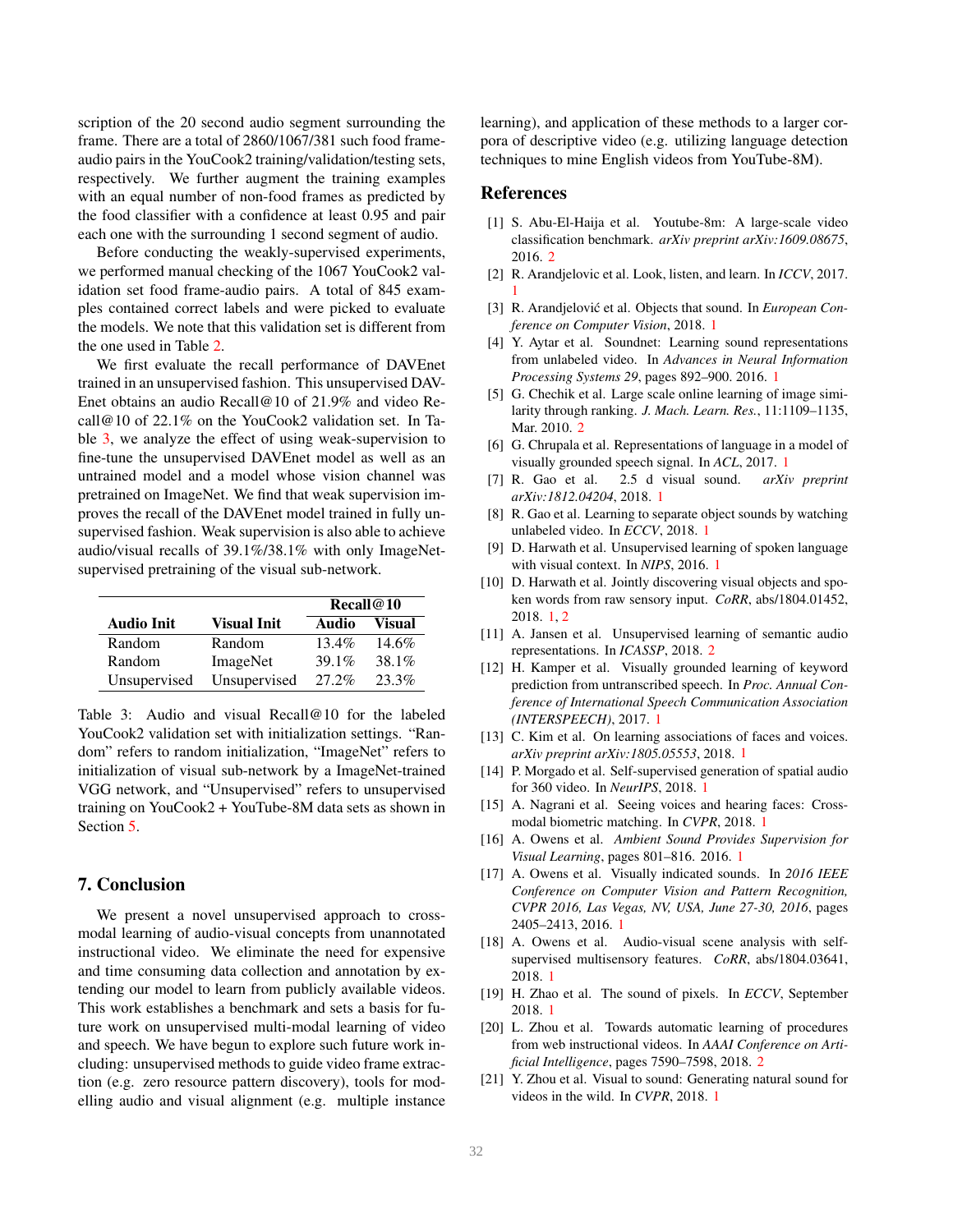scription of the 20 second audio segment surrounding the frame. There are a total of 2860/1067/381 such food frame-audio pairs in the YouCook2 training/validation/testing sets, respectively. We further augment the training examples with an equal number of non-food frames as predicted by the food classifier with a confidence at least 0.95 and pair each one with the surrounding 1 second segment of audio.

Before conducting the weakly-supervised experiments, we performed manual checking of the 1067 YouCook2 validation set food frame-audio pairs. A total of 845 examples contained correct labels and were picked to evaluate the models. We note that this validation set is different from the one used in Table 2.

We first evaluate the recall performance of DAVEnet trained in an unsupervised fashion. This unsupervised DAVEnet obtains an audio Recall@10 of 21.9% and video Recall@10 of 22.1% on the YouCook2 validation set. In Table 3, we analyze the effect of using weak-supervision to fine-tune the unsupervised DAVEnet model as well as an untrained model and a model whose vision channel was pretrained on ImageNet. We find that weak supervision improves the recall of the DAVEnet model trained in fully unsupervised fashion. Weak supervision is also able to achieve audio/visual recalls of 39.1%/38.1% with only ImageNet-supervised pretraining of the visual sub-network.

| | | Recall@10 | |
|---|---|---|---|
| **Audio Init** | **Visual Init** | **Audio** | **Visual** |
| Random | Random | 13.4% | 14.6% |
| Random | ImageNet | 39.1% | 38.1% |
| Unsupervised | Unsupervised | 27.2% | 23.3% |

Table 3: Audio and visual Recall@10 for the labeled YouCook2 validation set with initialization settings. "Random" refers to random initialization, "ImageNet" refers to initialization of visual sub-network by a ImageNet-trained VGG network, and "Unsupervised" refers to unsupervised training on YouCook2 + YouTube-8M data sets as shown in Section 5.

## 7. Conclusion

We present a novel unsupervised approach to cross-modal learning of audio-visual concepts from unannotated instructional video. We eliminate the need for expensive and time consuming data collection and annotation by extending our model to learn from publicly available videos. This work establishes a benchmark and sets a basis for future work on unsupervised multi-modal learning of video and speech. We have begun to explore such future work including: unsupervised methods to guide video frame extraction (e.g. zero resource pattern discovery), tools for modelling audio and visual alignment (e.g. multiple instance learning), and application of these methods to a larger corpora of descriptive video (e.g. utilizing language detection techniques to mine English videos from YouTube-8M).

## References

[1] S. Abu-El-Haija et al. Youtube-8m: A large-scale video classification benchmark. *arXiv preprint arXiv:1609.08675*, 2016. 2

[2] R. Arandjelovic et al. Look, listen, and learn. In *ICCV*, 2017. 1

[3] R. Arandjelović et al. Objects that sound. In *European Conference on Computer Vision*, 2018. 1

[4] Y. Aytar et al. Soundnet: Learning sound representations from unlabeled video. In *Advances in Neural Information Processing Systems 29*, pages 892–900. 2016. 1

[5] G. Chechik et al. Large scale online learning of image similarity through ranking. *J. Mach. Learn. Res.*, 11:1109–1135, Mar. 2010. 2

[6] G. Chrupala et al. Representations of language in a model of visually grounded speech signal. In *ACL*, 2017. 1

[7] R. Gao et al. 2.5 d visual sound. *arXiv preprint arXiv:1812.04204*, 2018. 1

[8] R. Gao et al. Learning to separate object sounds by watching unlabeled video. In *ECCV*, 2018. 1

[9] D. Harwath et al. Unsupervised learning of spoken language with visual context. In *NIPS*, 2016. 1

[10] D. Harwath et al. Jointly discovering visual objects and spoken words from raw sensory input. *CoRR*, abs/1804.01452, 2018. 1, 2

[11] A. Jansen et al. Unsupervised learning of semantic audio representations. In *ICASSP*, 2018. 2

[12] H. Kamper et al. Visually grounded learning of keyword prediction from untranscribed speech. In *Proc. Annual Conference of International Speech Communication Association (INTERSPEECH)*, 2017. 1

[13] C. Kim et al. On learning associations of faces and voices. *arXiv preprint arXiv:1805.05553*, 2018. 1

[14] P. Morgado et al. Self-supervised generation of spatial audio for 360 video. In *NeurIPS*, 2018. 1

[15] A. Nagrani et al. Seeing voices and hearing faces: Cross-modal biometric matching. In *CVPR*, 2018. 1

[16] A. Owens et al. *Ambient Sound Provides Supervision for Visual Learning*, pages 801–816. 2016. 1

[17] A. Owens et al. Visually indicated sounds. In *2016 IEEE Conference on Computer Vision and Pattern Recognition, CVPR 2016, Las Vegas, NV, USA, June 27-30, 2016*, pages 2405–2413, 2016. 1

[18] A. Owens et al. Audio-visual scene analysis with self-supervised multisensory features. *CoRR*, abs/1804.03641, 2018. 1

[19] H. Zhao et al. The sound of pixels. In *ECCV*, September 2018. 1

[20] L. Zhou et al. Towards automatic learning of procedures from web instructional videos. In *AAAI Conference on Artificial Intelligence*, pages 7590–7598, 2018. 2

[21] Y. Zhou et al. Visual to sound: Generating natural sound for videos in the wild. In *CVPR*, 2018. 1